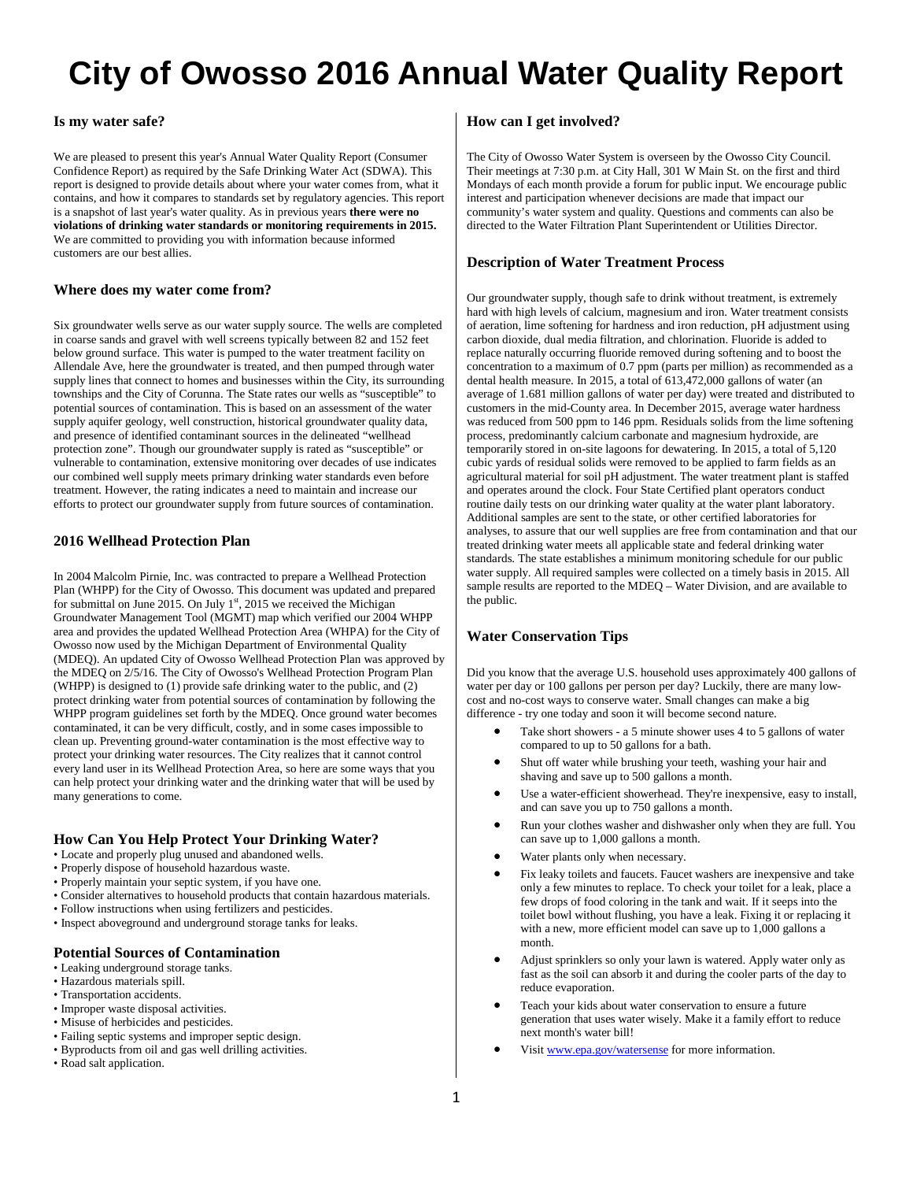# City of Owosso 2016 Annual Water Quality Report

## Is my water safe?

We are pleased to present this year's Annual Water Quality Report (Consumer Confidence Report) as required by the Safe Drinking Water Act (SDWA). This report is designed to provide details about where your water comes from, what it contains, and how it compares to standards set by regulatory agencies. This report is a snapshot of last year's water quality. As in previous years **there were no violations of drinking water standards or monitoring requirements in 2015.** We are committed to providing you with information because informed customers are our best allies.

## Where does my water come from?

Six groundwater wells serve as our water supply source. The wells are completed in coarse sands and gravel with well screens typically between 82 and 152 feet below ground surface. This water is pumped to the water treatment facility on Allendale Ave, here the groundwater is treated, and then pumped through water supply lines that connect to homes and businesses within the City, its surrounding townships and the City of Corunna. The State rates our wells as "susceptible" to potential sources of contamination. This is based on an assessment of the water supply aquifer geology, well construction, historical groundwater quality data, and presence of identified contaminant sources in the delineated "wellhead protection zone". Though our groundwater supply is rated as "susceptible" or vulnerable to contamination, extensive monitoring over decades of use indicates our combined well supply meets primary drinking water standards even before treatment. However, the rating indicates a need to maintain and increase our efforts to protect our groundwater supply from future sources of contamination.

## 2016 Wellhead Protection Plan

In 2004 Malcolm Pirnie, Inc. was contracted to prepare a Wellhead Protection Plan (WHPP) for the City of Owosso. This document was updated and prepared for submittal on June 2015. On July 1st, 2015 we received the Michigan Groundwater Management Tool (MGMT) map which verified our 2004 WHPP area and provides the updated Wellhead Protection Area (WHPA) for the City of Owosso now used by the Michigan Department of Environmental Quality (MDEQ). An updated City of Owosso Wellhead Protection Plan was approved by the MDEQ on 2/5/16. The City of Owosso's Wellhead Protection Program Plan (WHPP) is designed to (1) provide safe drinking water to the public, and (2) protect drinking water from potential sources of contamination by following the WHPP program guidelines set forth by the MDEQ. Once ground water becomes contaminated, it can be very difficult, costly, and in some cases impossible to clean up. Preventing ground-water contamination is the most effective way to protect your drinking water resources. The City realizes that it cannot control every land user in its Wellhead Protection Area, so here are some ways that you can help protect your drinking water and the drinking water that will be used by many generations to come.

### How Can You Help Protect Your Drinking Water?

- Locate and properly plug unused and abandoned wells.
- Properly dispose of household hazardous waste.
- Properly maintain your septic system, if you have one.
- Consider alternatives to household products that contain hazardous materials.
- Follow instructions when using fertilizers and pesticides.
- Inspect aboveground and underground storage tanks for leaks.

### Potential Sources of Contamination

- Leaking underground storage tanks.
- Hazardous materials spill.
- Transportation accidents.
- Improper waste disposal activities.
- Misuse of herbicides and pesticides.
- Failing septic systems and improper septic design.
- Byproducts from oil and gas well drilling activities.
- Road salt application.

## How can I get involved?

The City of Owosso Water System is overseen by the Owosso City Council. Their meetings at 7:30 p.m. at City Hall, 301 W Main St. on the first and third Mondays of each month provide a forum for public input. We encourage public interest and participation whenever decisions are made that impact our community's water system and quality. Questions and comments can also be directed to the Water Filtration Plant Superintendent or Utilities Director.

## Description of Water Treatment Process

Our groundwater supply, though safe to drink without treatment, is extremely hard with high levels of calcium, magnesium and iron. Water treatment consists of aeration, lime softening for hardness and iron reduction, pH adjustment using carbon dioxide, dual media filtration, and chlorination. Fluoride is added to replace naturally occurring fluoride removed during softening and to boost the concentration to a maximum of 0.7 ppm (parts per million) as recommended as a dental health measure. In 2015, a total of 613,472,000 gallons of water (an average of 1.681 million gallons of water per day) were treated and distributed to customers in the mid-County area. In December 2015, average water hardness was reduced from 500 ppm to 146 ppm. Residuals solids from the lime softening process, predominantly calcium carbonate and magnesium hydroxide, are temporarily stored in on-site lagoons for dewatering. In 2015, a total of 5,120 cubic yards of residual solids were removed to be applied to farm fields as an agricultural material for soil pH adjustment. The water treatment plant is staffed and operates around the clock. Four State Certified plant operators conduct routine daily tests on our drinking water quality at the water plant laboratory. Additional samples are sent to the state, or other certified laboratories for analyses, to assure that our well supplies are free from contamination and that our treated drinking water meets all applicable state and federal drinking water standards. The state establishes a minimum monitoring schedule for our public water supply. All required samples were collected on a timely basis in 2015. All sample results are reported to the MDEQ – Water Division, and are available to the public.

## Water Conservation Tips

Did you know that the average U.S. household uses approximately 400 gallons of water per day or 100 gallons per person per day? Luckily, there are many low-cost and no-cost ways to conserve water. Small changes can make a big difference - try one today and soon it will become second nature.

- Take short showers - a 5 minute shower uses 4 to 5 gallons of water compared to up to 50 gallons for a bath.
- Shut off water while brushing your teeth, washing your hair and shaving and save up to 500 gallons a month.
- Use a water-efficient showerhead. They're inexpensive, easy to install, and can save you up to 750 gallons a month.
- Run your clothes washer and dishwasher only when they are full. You can save up to 1,000 gallons a month.
- Water plants only when necessary.
- Fix leaky toilets and faucets. Faucet washers are inexpensive and take only a few minutes to replace. To check your toilet for a leak, place a few drops of food coloring in the tank and wait. If it seeps into the toilet bowl without flushing, you have a leak. Fixing it or replacing it with a new, more efficient model can save up to 1,000 gallons a month.
- Adjust sprinklers so only your lawn is watered. Apply water only as fast as the soil can absorb it and during the cooler parts of the day to reduce evaporation.
- Teach your kids about water conservation to ensure a future generation that uses water wisely. Make it a family effort to reduce next month's water bill!
- Visit www.epa.gov/watersense for more information.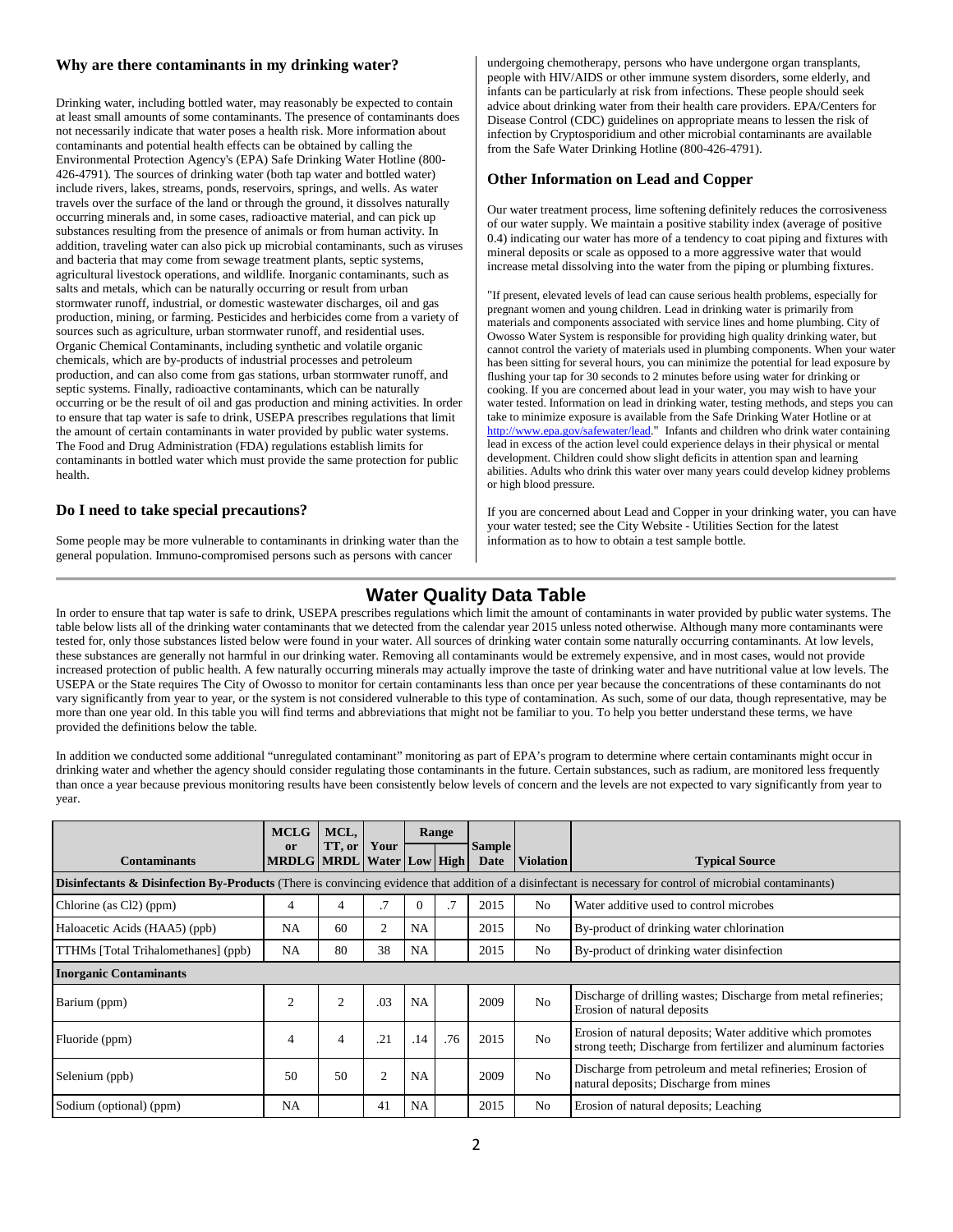### Why are there contaminants in my drinking water?

Drinking water, including bottled water, may reasonably be expected to contain at least small amounts of some contaminants. The presence of contaminants does not necessarily indicate that water poses a health risk. More information about contaminants and potential health effects can be obtained by calling the Environmental Protection Agency's (EPA) Safe Drinking Water Hotline (800-426-4791). The sources of drinking water (both tap water and bottled water) include rivers, lakes, streams, ponds, reservoirs, springs, and wells. As water travels over the surface of the land or through the ground, it dissolves naturally occurring minerals and, in some cases, radioactive material, and can pick up substances resulting from the presence of animals or from human activity. In addition, traveling water can also pick up microbial contaminants, such as viruses and bacteria that may come from sewage treatment plants, septic systems, agricultural livestock operations, and wildlife. Inorganic contaminants, such as salts and metals, which can be naturally occurring or result from urban stormwater runoff, industrial, or domestic wastewater discharges, oil and gas production, mining, or farming. Pesticides and herbicides come from a variety of sources such as agriculture, urban stormwater runoff, and residential uses. Organic Chemical Contaminants, including synthetic and volatile organic chemicals, which are by-products of industrial processes and petroleum production, and can also come from gas stations, urban stormwater runoff, and septic systems. Finally, radioactive contaminants, which can be naturally occurring or be the result of oil and gas production and mining activities. In order to ensure that tap water is safe to drink, USEPA prescribes regulations that limit the amount of certain contaminants in water provided by public water systems. The Food and Drug Administration (FDA) regulations establish limits for contaminants in bottled water which must provide the same protection for public health.

### Do I need to take special precautions?

Some people may be more vulnerable to contaminants in drinking water than the general population. Immuno-compromised persons such as persons with cancer undergoing chemotherapy, persons who have undergone organ transplants, people with HIV/AIDS or other immune system disorders, some elderly, and infants can be particularly at risk from infections. These people should seek advice about drinking water from their health care providers. EPA/Centers for Disease Control (CDC) guidelines on appropriate means to lessen the risk of infection by Cryptosporidium and other microbial contaminants are available from the Safe Water Drinking Hotline (800-426-4791).

### Other Information on Lead and Copper

Our water treatment process, lime softening definitely reduces the corrosiveness of our water supply. We maintain a positive stability index (average of positive 0.4) indicating our water has more of a tendency to coat piping and fixtures with mineral deposits or scale as opposed to a more aggressive water that would increase metal dissolving into the water from the piping or plumbing fixtures.

"If present, elevated levels of lead can cause serious health problems, especially for pregnant women and young children. Lead in drinking water is primarily from materials and components associated with service lines and home plumbing. City of Owosso Water System is responsible for providing high quality drinking water, but cannot control the variety of materials used in plumbing components. When your water has been sitting for several hours, you can minimize the potential for lead exposure by flushing your tap for 30 seconds to 2 minutes before using water for drinking or cooking. If you are concerned about lead in your water, you may wish to have your water tested. Information on lead in drinking water, testing methods, and steps you can take to minimize exposure is available from the Safe Drinking Water Hotline or at http://www.epa.gov/safewater/lead." Infants and children who drink water containing lead in excess of the action level could experience delays in their physical or mental development. Children could show slight deficits in attention span and learning abilities. Adults who drink this water over many years could develop kidney problems or high blood pressure.

If you are concerned about Lead and Copper in your drinking water, you can have your water tested; see the City Website - Utilities Section for the latest information as to how to obtain a test sample bottle.

## Water Quality Data Table

In order to ensure that tap water is safe to drink, USEPA prescribes regulations which limit the amount of contaminants in water provided by public water systems. The table below lists all of the drinking water contaminants that we detected from the calendar year 2015 unless noted otherwise. Although many more contaminants were tested for, only those substances listed below were found in your water. All sources of drinking water contain some naturally occurring contaminants. At low levels, these substances are generally not harmful in our drinking water. Removing all contaminants would be extremely expensive, and in most cases, would not provide increased protection of public health. A few naturally occurring minerals may actually improve the taste of drinking water and have nutritional value at low levels. The USEPA or the State requires The City of Owosso to monitor for certain contaminants less than once per year because the concentrations of these contaminants do not vary significantly from year to year, or the system is not considered vulnerable to this type of contamination. As such, some of our data, though representative, may be more than one year old. In this table you will find terms and abbreviations that might not be familiar to you. To help you better understand these terms, we have provided the definitions below the table.

In addition we conducted some additional "unregulated contaminant" monitoring as part of EPA's program to determine where certain contaminants might occur in drinking water and whether the agency should consider regulating those contaminants in the future. Certain substances, such as radium, are monitored less frequently than once a year because previous monitoring results have been consistently below levels of concern and the levels are not expected to vary significantly from year to year.

| Contaminants | MCLG or MRDLG | MCL, TT, or MRDL | Your Water | Range | | Sample Date | Violation | Typical Source |
|---|---|---|---|---|---|---|---|---|
| | | | | Low | High | | | |
| **Disinfectants & Disinfection By-Products** (There is convincing evidence that addition of a disinfectant is necessary for control of microbial contaminants) | | | | | | | | |
| Chlorine (as Cl2) (ppm) | 4 | 4 | .7 | 0 | .7 | 2015 | No | Water additive used to control microbes |
| Haloacetic Acids (HAA5) (ppb) | NA | 60 | 2 | NA | | 2015 | No | By-product of drinking water chlorination |
| TTHMs [Total Trihalomethanes] (ppb) | NA | 80 | 38 | NA | | 2015 | No | By-product of drinking water disinfection |
| **Inorganic Contaminants** | | | | | | | | |
| Barium (ppm) | 2 | 2 | .03 | NA | | 2009 | No | Discharge of drilling wastes; Discharge from metal refineries; Erosion of natural deposits |
| Fluoride (ppm) | 4 | 4 | .21 | .14 | .76 | 2015 | No | Erosion of natural deposits; Water additive which promotes strong teeth; Discharge from fertilizer and aluminum factories |
| Selenium (ppb) | 50 | 50 | 2 | NA | | 2009 | No | Discharge from petroleum and metal refineries; Erosion of natural deposits; Discharge from mines |
| Sodium (optional) (ppm) | NA | | 41 | NA | | 2015 | No | Erosion of natural deposits; Leaching |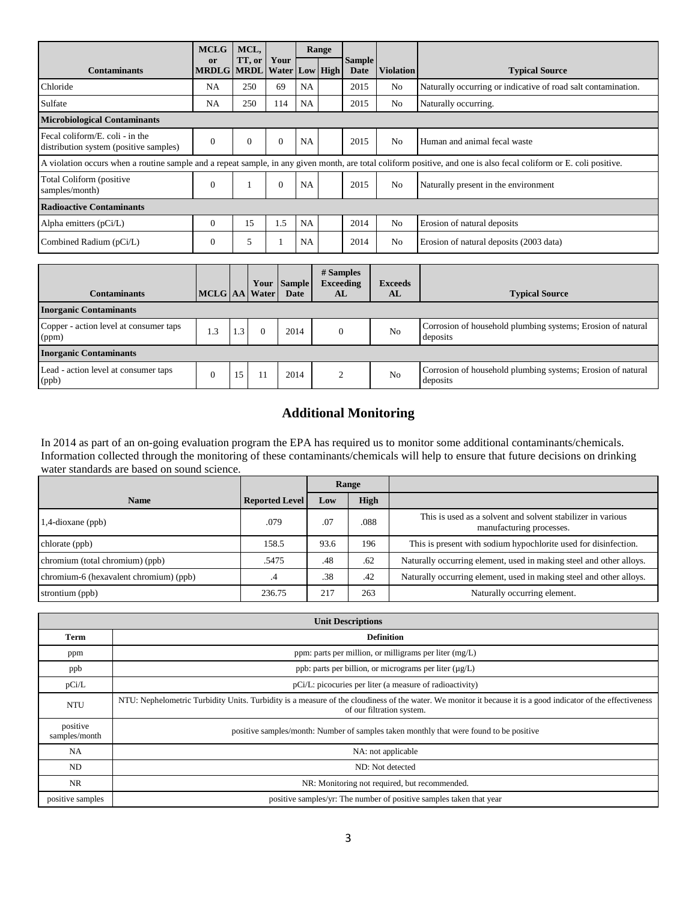| Contaminants | MCLG or MRDLG | MCL, TT, or MRDL | Your Water | Range | | Sample Date | Violation | Typical Source |
|---|---|---|---|---|---|---|---|---|
| | | | | Low | High | | | |
| Chloride | NA | 250 | 69 | NA | | 2015 | No | Naturally occurring or indicative of road salt contamination. |
| Sulfate | NA | 250 | 114 | NA | | 2015 | No | Naturally occurring. |
| **Microbiological Contaminants** | | | | | | | | |
| Fecal coliform/E. coli - in the distribution system (positive samples) | 0 | 0 | 0 | NA | | 2015 | No | Human and animal fecal waste |
| A violation occurs when a routine sample and a repeat sample, in any given month, are total coliform positive, and one is also fecal coliform or E. coli positive. | | | | | | | | |
| Total Coliform (positive samples/month) | 0 | 1 | 0 | NA | | 2015 | No | Naturally present in the environment |
| **Radioactive Contaminants** | | | | | | | | |
| Alpha emitters (pCi/L) | 0 | 15 | 1.5 | NA | | 2014 | No | Erosion of natural deposits |
| Combined Radium (pCi/L) | 0 | 5 | 1 | NA | | 2014 | No | Erosion of natural deposits (2003 data) |

| Contaminants | MCLG | AA | Your Water | Sample Date | # Samples Exceeding AL | Exceeds AL | Typical Source |
|---|---|---|---|---|---|---|---|
| **Inorganic Contaminants** | | | | | | | |
| Copper - action level at consumer taps (ppm) | 1.3 | 1.3 | 0 | 2014 | 0 | No | Corrosion of household plumbing systems; Erosion of natural deposits |
| **Inorganic Contaminants** | | | | | | | |
| Lead - action level at consumer taps (ppb) | 0 | 15 | 11 | 2014 | 2 | No | Corrosion of household plumbing systems; Erosion of natural deposits |

## Additional Monitoring

In 2014 as part of an on-going evaluation program the EPA has required us to monitor some additional contaminants/chemicals. Information collected through the monitoring of these contaminants/chemicals will help to ensure that future decisions on drinking water standards are based on sound science.

| Name | Reported Level | Range | | |
|---|---|---|---|---|
| | | Low | High | |
| 1,4-dioxane (ppb) | .079 | .07 | .088 | This is used as a solvent and solvent stabilizer in various manufacturing processes. |
| chlorate (ppb) | 158.5 | 93.6 | 196 | This is present with sodium hypochlorite used for disinfection. |
| chromium (total chromium) (ppb) | .5475 | .48 | .62 | Naturally occurring element, used in making steel and other alloys. |
| chromium-6 (hexavalent chromium) (ppb) | .4 | .38 | .42 | Naturally occurring element, used in making steel and other alloys. |
| strontium (ppb) | 236.75 | 217 | 263 | Naturally occurring element. |

| Unit Descriptions | |
|---|---|
| **Term** | **Definition** |
| ppm | ppm: parts per million, or milligrams per liter (mg/L) |
| ppb | ppb: parts per billion, or micrograms per liter (µg/L) |
| pCi/L | pCi/L: picocuries per liter (a measure of radioactivity) |
| NTU | NTU: Nephelometric Turbidity Units. Turbidity is a measure of the cloudiness of the water. We monitor it because it is a good indicator of the effectiveness of our filtration system. |
| positive samples/month | positive samples/month: Number of samples taken monthly that were found to be positive |
| NA | NA: not applicable |
| ND | ND: Not detected |
| NR | NR: Monitoring not required, but recommended. |
| positive samples | positive samples/yr: The number of positive samples taken that year |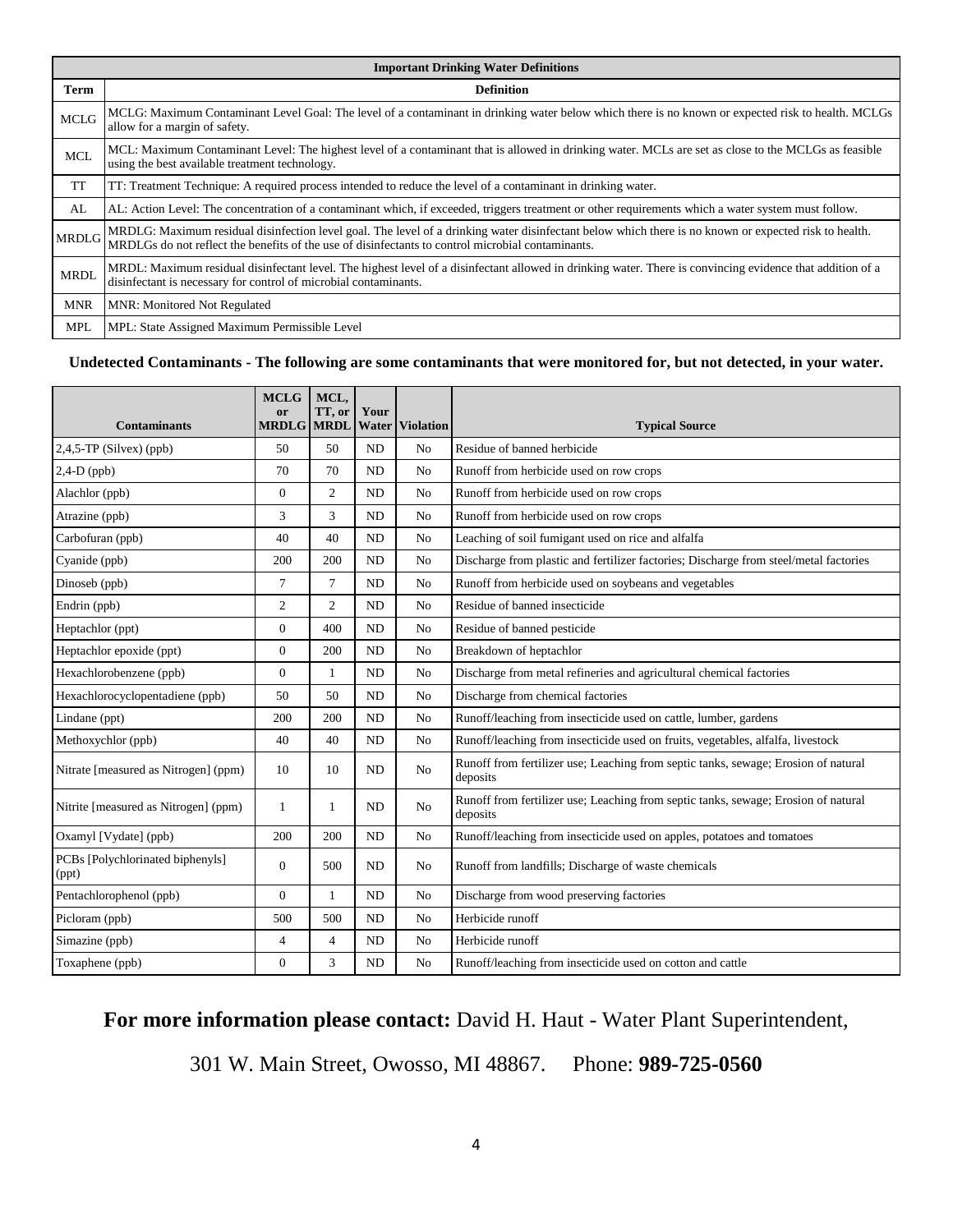| Important Drinking Water Definitions | |
|---|---|
| **Term** | **Definition** |
| MCLG | MCLG: Maximum Contaminant Level Goal: The level of a contaminant in drinking water below which there is no known or expected risk to health. MCLGs allow for a margin of safety. |
| MCL | MCL: Maximum Contaminant Level: The highest level of a contaminant that is allowed in drinking water. MCLs are set as close to the MCLGs as feasible using the best available treatment technology. |
| TT | TT: Treatment Technique: A required process intended to reduce the level of a contaminant in drinking water. |
| AL | AL: Action Level: The concentration of a contaminant which, if exceeded, triggers treatment or other requirements which a water system must follow. |
| MRDLG | MRDLG: Maximum residual disinfection level goal. The level of a drinking water disinfectant below which there is no known or expected risk to health. MRDLGs do not reflect the benefits of the use of disinfectants to control microbial contaminants. |
| MRDL | MRDL: Maximum residual disinfectant level. The highest level of a disinfectant allowed in drinking water. There is convincing evidence that addition of a disinfectant is necessary for control of microbial contaminants. |
| MNR | MNR: Monitored Not Regulated |
| MPL | MPL: State Assigned Maximum Permissible Level |

**Undetected Contaminants - The following are some contaminants that were monitored for, but not detected, in your water.**

| Contaminants | MCLG or MRDLG | MCL, TT, or MRDL | Your Water | Violation | Typical Source |
|---|---|---|---|---|---|
| 2,4,5-TP (Silvex) (ppb) | 50 | 50 | ND | No | Residue of banned herbicide |
| 2,4-D (ppb) | 70 | 70 | ND | No | Runoff from herbicide used on row crops |
| Alachlor (ppb) | 0 | 2 | ND | No | Runoff from herbicide used on row crops |
| Atrazine (ppb) | 3 | 3 | ND | No | Runoff from herbicide used on row crops |
| Carbofuran (ppb) | 40 | 40 | ND | No | Leaching of soil fumigant used on rice and alfalfa |
| Cyanide (ppb) | 200 | 200 | ND | No | Discharge from plastic and fertilizer factories; Discharge from steel/metal factories |
| Dinoseb (ppb) | 7 | 7 | ND | No | Runoff from herbicide used on soybeans and vegetables |
| Endrin (ppb) | 2 | 2 | ND | No | Residue of banned insecticide |
| Heptachlor (ppt) | 0 | 400 | ND | No | Residue of banned pesticide |
| Heptachlor epoxide (ppt) | 0 | 200 | ND | No | Breakdown of heptachlor |
| Hexachlorobenzene (ppb) | 0 | 1 | ND | No | Discharge from metal refineries and agricultural chemical factories |
| Hexachlorocyclopentadiene (ppb) | 50 | 50 | ND | No | Discharge from chemical factories |
| Lindane (ppt) | 200 | 200 | ND | No | Runoff/leaching from insecticide used on cattle, lumber, gardens |
| Methoxychlor (ppb) | 40 | 40 | ND | No | Runoff/leaching from insecticide used on fruits, vegetables, alfalfa, livestock |
| Nitrate [measured as Nitrogen] (ppm) | 10 | 10 | ND | No | Runoff from fertilizer use; Leaching from septic tanks, sewage; Erosion of natural deposits |
| Nitrite [measured as Nitrogen] (ppm) | 1 | 1 | ND | No | Runoff from fertilizer use; Leaching from septic tanks, sewage; Erosion of natural deposits |
| Oxamyl [Vydate] (ppb) | 200 | 200 | ND | No | Runoff/leaching from insecticide used on apples, potatoes and tomatoes |
| PCBs [Polychlorinated biphenyls] (ppt) | 0 | 500 | ND | No | Runoff from landfills; Discharge of waste chemicals |
| Pentachlorophenol (ppb) | 0 | 1 | ND | No | Discharge from wood preserving factories |
| Picloram (ppb) | 500 | 500 | ND | No | Herbicide runoff |
| Simazine (ppb) | 4 | 4 | ND | No | Herbicide runoff |
| Toxaphene (ppb) | 0 | 3 | ND | No | Runoff/leaching from insecticide used on cotton and cattle |

**For more information please contact:** David H. Haut - Water Plant Superintendent,

301 W. Main Street, Owosso, MI 48867. Phone: **989-725-0560**